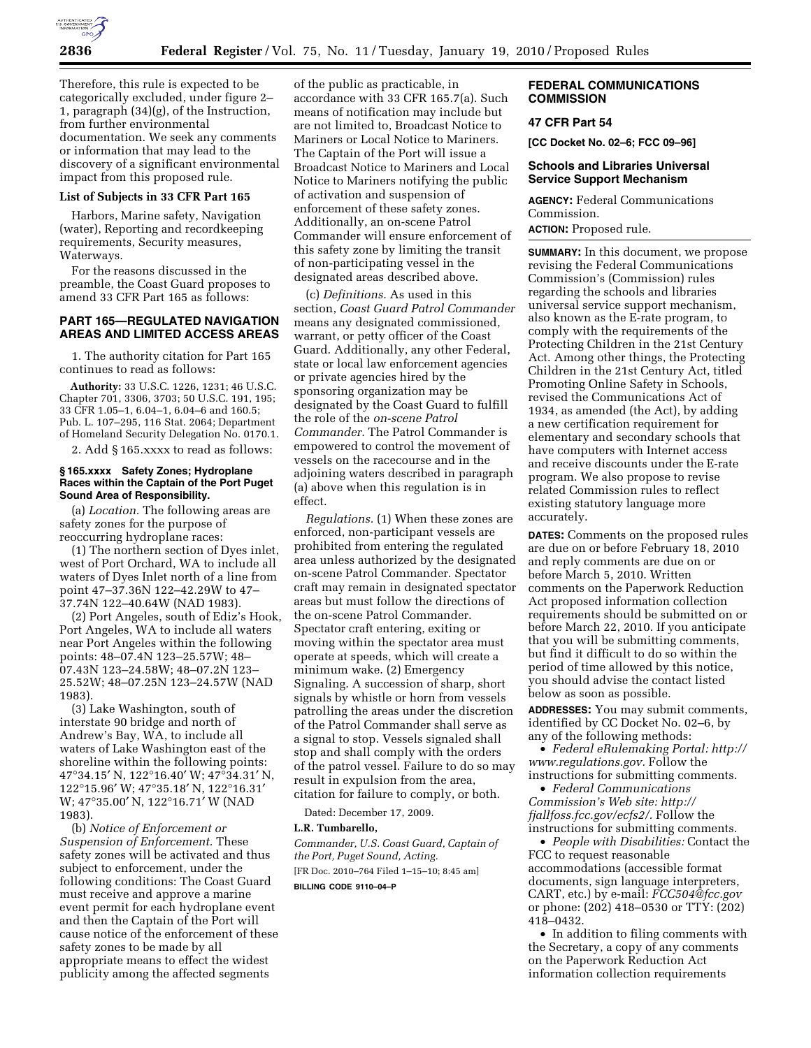Therefore, this rule is expected to be categorically excluded, under figure 2–1, paragraph (34)(g), of the Instruction, from further environmental documentation. We seek any comments or information that may lead to the discovery of a significant environmental impact from this proposed rule.

**List of Subjects in 33 CFR Part 165**

Harbors, Marine safety, Navigation (water), Reporting and recordkeeping requirements, Security measures, Waterways.

For the reasons discussed in the preamble, the Coast Guard proposes to amend 33 CFR Part 165 as follows:

## PART 165—REGULATED NAVIGATION AREAS AND LIMITED ACCESS AREAS

1. The authority citation for Part 165 continues to read as follows:

**Authority:** 33 U.S.C. 1226, 1231; 46 U.S.C. Chapter 701, 3306, 3703; 50 U.S.C. 191, 195; 33 CFR 1.05–1, 6.04–1, 6.04–6 and 160.5; Pub. L. 107–295, 116 Stat. 2064; Department of Homeland Security Delegation No. 0170.1.

2. Add § 165.xxxx to read as follows:

**§ 165.xxxx Safety Zones; Hydroplane Races within the Captain of the Port Puget Sound Area of Responsibility.**

(a) *Location.* The following areas are safety zones for the purpose of reoccurring hydroplane races:

(1) The northern section of Dyes inlet, west of Port Orchard, WA to include all waters of Dyes Inlet north of a line from point 47–37.36N 122–42.29W to 47–37.74N 122–40.64W (NAD 1983).

(2) Port Angeles, south of Ediz's Hook, Port Angeles, WA to include all waters near Port Angeles within the following points: 48–07.4N 123–25.57W; 48–07.43N 123–24.58W; 48–07.2N 123–25.52W; 48–07.25N 123–24.57W (NAD 1983).

(3) Lake Washington, south of interstate 90 bridge and north of Andrew's Bay, WA, to include all waters of Lake Washington east of the shoreline within the following points: 47°34.15′ N, 122°16.40′ W; 47°34.31′ N, 122°15.96′ W; 47°35.18′ N, 122°16.31′ W; 47°35.00′ N, 122°16.71′ W (NAD 1983).

(b) *Notice of Enforcement or Suspension of Enforcement.* These safety zones will be activated and thus subject to enforcement, under the following conditions: The Coast Guard must receive and approve a marine event permit for each hydroplane event and then the Captain of the Port will cause notice of the enforcement of these safety zones to be made by all appropriate means to effect the widest publicity among the affected segments of the public as practicable, in accordance with 33 CFR 165.7(a). Such means of notification may include but are not limited to, Broadcast Notice to Mariners or Local Notice to Mariners. The Captain of the Port will issue a Broadcast Notice to Mariners and Local Notice to Mariners notifying the public of activation and suspension of enforcement of these safety zones. Additionally, an on-scene Patrol Commander will ensure enforcement of this safety zone by limiting the transit of non-participating vessel in the designated areas described above.

(c) *Definitions.* As used in this section, *Coast Guard Patrol Commander* means any designated commissioned, warrant, or petty officer of the Coast Guard. Additionally, any other Federal, state or local law enforcement agencies or private agencies hired by the sponsoring organization may be designated by the Coast Guard to fulfill the role of the *on-scene Patrol Commander.* The Patrol Commander is empowered to control the movement of vessels on the racecourse and in the adjoining waters described in paragraph (a) above when this regulation is in effect.

*Regulations.* (1) When these zones are enforced, non-participant vessels are prohibited from entering the regulated area unless authorized by the designated on-scene Patrol Commander. Spectator craft may remain in designated spectator areas but must follow the directions of the on-scene Patrol Commander. Spectator craft entering, exiting or moving within the spectator area must operate at speeds, which will create a minimum wake. (2) Emergency Signaling. A succession of sharp, short signals by whistle or horn from vessels patrolling the areas under the discretion of the Patrol Commander shall serve as a signal to stop. Vessels signaled shall stop and shall comply with the orders of the patrol vessel. Failure to do so may result in expulsion from the area, citation for failure to comply, or both.

Dated: December 17, 2009.

**L.R. Tumbarello,**

*Commander, U.S. Coast Guard, Captain of the Port, Puget Sound, Acting.*

[FR Doc. 2010–764 Filed 1–15–10; 8:45 am]

**BILLING CODE 9110–04–P**

## FEDERAL COMMUNICATIONS COMMISSION

## 47 CFR Part 54

**[CC Docket No. 02–6; FCC 09–96]**

## Schools and Libraries Universal Service Support Mechanism

**AGENCY:** Federal Communications Commission.

**ACTION:** Proposed rule.

**SUMMARY:** In this document, we propose revising the Federal Communications Commission's (Commission) rules regarding the schools and libraries universal service support mechanism, also known as the E-rate program, to comply with the requirements of the Protecting Children in the 21st Century Act. Among other things, the Protecting Children in the 21st Century Act, titled Promoting Online Safety in Schools, revised the Communications Act of 1934, as amended (the Act), by adding a new certification requirement for elementary and secondary schools that have computers with Internet access and receive discounts under the E-rate program. We also propose to revise related Commission rules to reflect existing statutory language more accurately.

**DATES:** Comments on the proposed rules are due on or before February 18, 2010 and reply comments are due on or before March 5, 2010. Written comments on the Paperwork Reduction Act proposed information collection requirements should be submitted on or before March 22, 2010. If you anticipate that you will be submitting comments, but find it difficult to do so within the period of time allowed by this notice, you should advise the contact listed below as soon as possible.

**ADDRESSES:** You may submit comments, identified by CC Docket No. 02–6, by any of the following methods:

- *Federal eRulemaking Portal: http://www.regulations.gov.* Follow the instructions for submitting comments.
- *Federal Communications Commission's Web site: http://fjallfoss.fcc.gov/ecfs2/.* Follow the instructions for submitting comments.
- *People with Disabilities:* Contact the FCC to request reasonable accommodations (accessible format documents, sign language interpreters, CART, etc.) by e-mail: *FCC504@fcc.gov* or phone: (202) 418–0530 or TTY: (202) 418–0432.
- In addition to filing comments with the Secretary, a copy of any comments on the Paperwork Reduction Act information collection requirements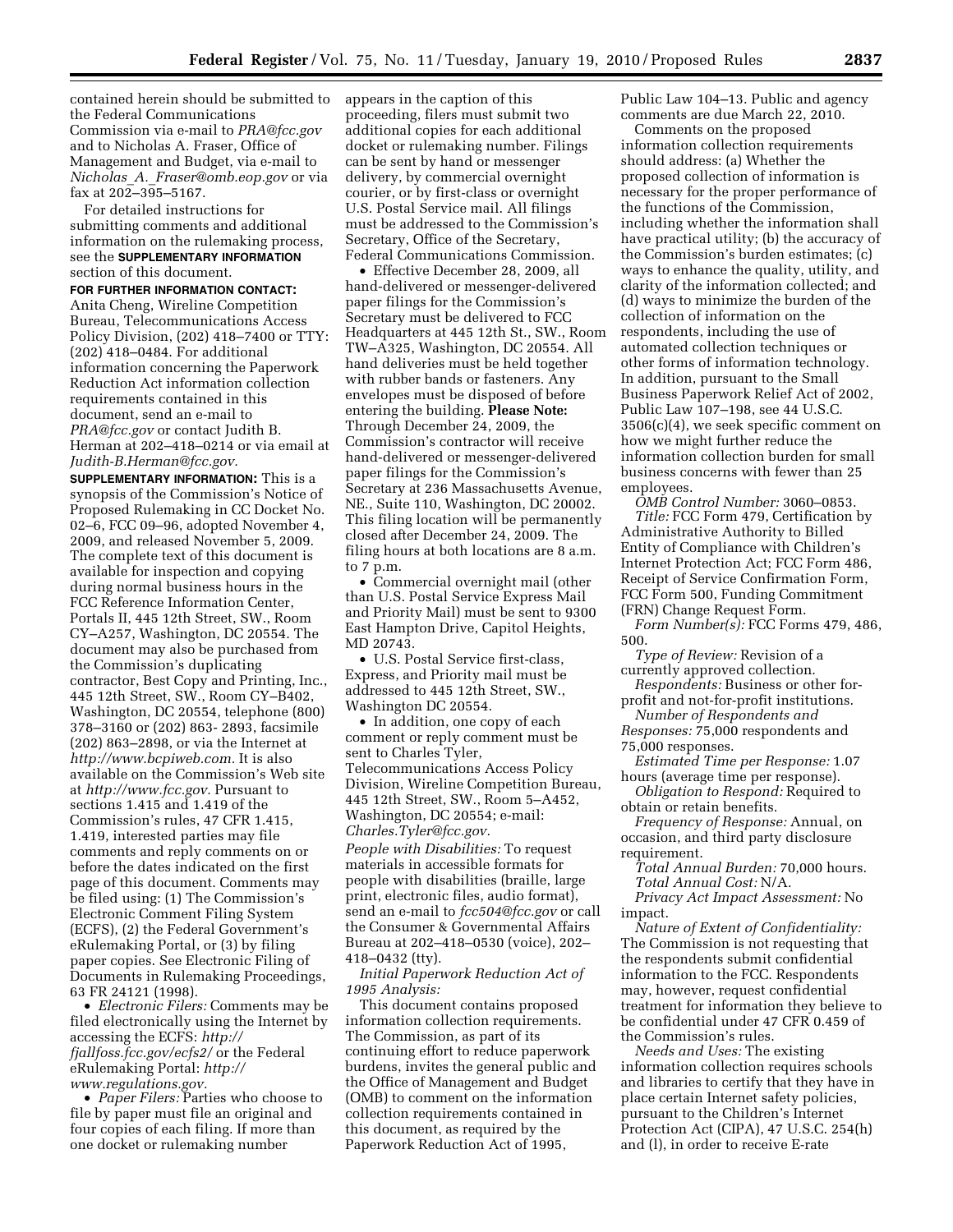contained herein should be submitted to the Federal Communications Commission via e-mail to *PRA@fcc.gov* and to Nicholas A. Fraser, Office of Management and Budget, via e-mail to *Nicholas_A._Fraser@omb.eop.gov* or via fax at 202–395–5167.

For detailed instructions for submitting comments and additional information on the rulemaking process, see the **SUPPLEMENTARY INFORMATION** section of this document.

**FOR FURTHER INFORMATION CONTACT:** Anita Cheng, Wireline Competition Bureau, Telecommunications Access Policy Division, (202) 418–7400 or TTY: (202) 418–0484. For additional information concerning the Paperwork Reduction Act information collection requirements contained in this document, send an e-mail to *PRA@fcc.gov* or contact Judith B. Herman at 202–418–0214 or via email at *Judith-B.Herman@fcc.gov.*

**SUPPLEMENTARY INFORMATION:** This is a synopsis of the Commission's Notice of Proposed Rulemaking in CC Docket No. 02–6, FCC 09–96, adopted November 4, 2009, and released November 5, 2009. The complete text of this document is available for inspection and copying during normal business hours in the FCC Reference Information Center, Portals II, 445 12th Street, SW., Room CY–A257, Washington, DC 20554. The document may also be purchased from the Commission's duplicating contractor, Best Copy and Printing, Inc., 445 12th Street, SW., Room CY–B402, Washington, DC 20554, telephone (800) 378–3160 or (202) 863- 2893, facsimile (202) 863–2898, or via the Internet at *http://www.bcpiweb.com.* It is also available on the Commission's Web site at *http://www.fcc.gov.* Pursuant to sections 1.415 and 1.419 of the Commission's rules, 47 CFR 1.415, 1.419, interested parties may file comments and reply comments on or before the dates indicated on the first page of this document. Comments may be filed using: (1) The Commission's Electronic Comment Filing System (ECFS), (2) the Federal Government's eRulemaking Portal, or (3) by filing paper copies. See Electronic Filing of Documents in Rulemaking Proceedings, 63 FR 24121 (1998).

- *Electronic Filers:* Comments may be filed electronically using the Internet by accessing the ECFS: *http://fjallfoss.fcc.gov/ecfs2/* or the Federal eRulemaking Portal: *http://www.regulations.gov.*
- *Paper Filers:* Parties who choose to file by paper must file an original and four copies of each filing. If more than one docket or rulemaking number appears in the caption of this proceeding, filers must submit two additional copies for each additional docket or rulemaking number. Filings can be sent by hand or messenger delivery, by commercial overnight courier, or by first-class or overnight U.S. Postal Service mail. All filings must be addressed to the Commission's Secretary, Office of the Secretary, Federal Communications Commission.
- Effective December 28, 2009, all hand-delivered or messenger-delivered paper filings for the Commission's Secretary must be delivered to FCC Headquarters at 445 12th St., SW., Room TW–A325, Washington, DC 20554. All hand deliveries must be held together with rubber bands or fasteners. Any envelopes must be disposed of before entering the building. **Please Note:** Through December 24, 2009, the Commission's contractor will receive hand-delivered or messenger-delivered paper filings for the Commission's Secretary at 236 Massachusetts Avenue, NE., Suite 110, Washington, DC 20002. This filing location will be permanently closed after December 24, 2009. The filing hours at both locations are 8 a.m. to 7 p.m.
- Commercial overnight mail (other than U.S. Postal Service Express Mail and Priority Mail) must be sent to 9300 East Hampton Drive, Capitol Heights, MD 20743.
- U.S. Postal Service first-class, Express, and Priority mail must be addressed to 445 12th Street, SW., Washington DC 20554.
- In addition, one copy of each comment or reply comment must be sent to Charles Tyler, Telecommunications Access Policy Division, Wireline Competition Bureau, 445 12th Street, SW., Room 5–A452, Washington, DC 20554; e-mail: *Charles.Tyler@fcc.gov.*

*People with Disabilities:* To request materials in accessible formats for people with disabilities (braille, large print, electronic files, audio format), send an e-mail to *fcc504@fcc.gov* or call the Consumer & Governmental Affairs Bureau at 202–418–0530 (voice), 202–418–0432 (tty).

*Initial Paperwork Reduction Act of 1995 Analysis:*

This document contains proposed information collection requirements. The Commission, as part of its continuing effort to reduce paperwork burdens, invites the general public and the Office of Management and Budget (OMB) to comment on the information collection requirements contained in this document, as required by the Paperwork Reduction Act of 1995, Public Law 104–13. Public and agency comments are due March 22, 2010.

Comments on the proposed information collection requirements should address: (a) Whether the proposed collection of information is necessary for the proper performance of the functions of the Commission, including whether the information shall have practical utility; (b) the accuracy of the Commission's burden estimates; (c) ways to enhance the quality, utility, and clarity of the information collected; and (d) ways to minimize the burden of the collection of information on the respondents, including the use of automated collection techniques or other forms of information technology. In addition, pursuant to the Small Business Paperwork Relief Act of 2002, Public Law 107–198, see 44 U.S.C. 3506(c)(4), we seek specific comment on how we might further reduce the information collection burden for small business concerns with fewer than 25 employees.

*OMB Control Number:* 3060–0853.

*Title:* FCC Form 479, Certification by Administrative Authority to Billed Entity of Compliance with Children's Internet Protection Act; FCC Form 486, Receipt of Service Confirmation Form, FCC Form 500, Funding Commitment (FRN) Change Request Form.

*Form Number(s):* FCC Forms 479, 486, 500.

*Type of Review:* Revision of a currently approved collection.

*Respondents:* Business or other for-profit and not-for-profit institutions.

*Number of Respondents and Responses:* 75,000 respondents and 75,000 responses.

*Estimated Time per Response:* 1.07 hours (average time per response).

*Obligation to Respond:* Required to obtain or retain benefits.

*Frequency of Response:* Annual, on occasion, and third party disclosure requirement.

*Total Annual Burden:* 70,000 hours.

*Total Annual Cost:* N/A.

*Privacy Act Impact Assessment:* No impact.

*Nature of Extent of Confidentiality:* The Commission is not requesting that the respondents submit confidential information to the FCC. Respondents may, however, request confidential treatment for information they believe to be confidential under 47 CFR 0.459 of the Commission's rules.

*Needs and Uses:* The existing information collection requires schools and libraries to certify that they have in place certain Internet safety policies, pursuant to the Children's Internet Protection Act (CIPA), 47 U.S.C. 254(h) and (l), in order to receive E-rate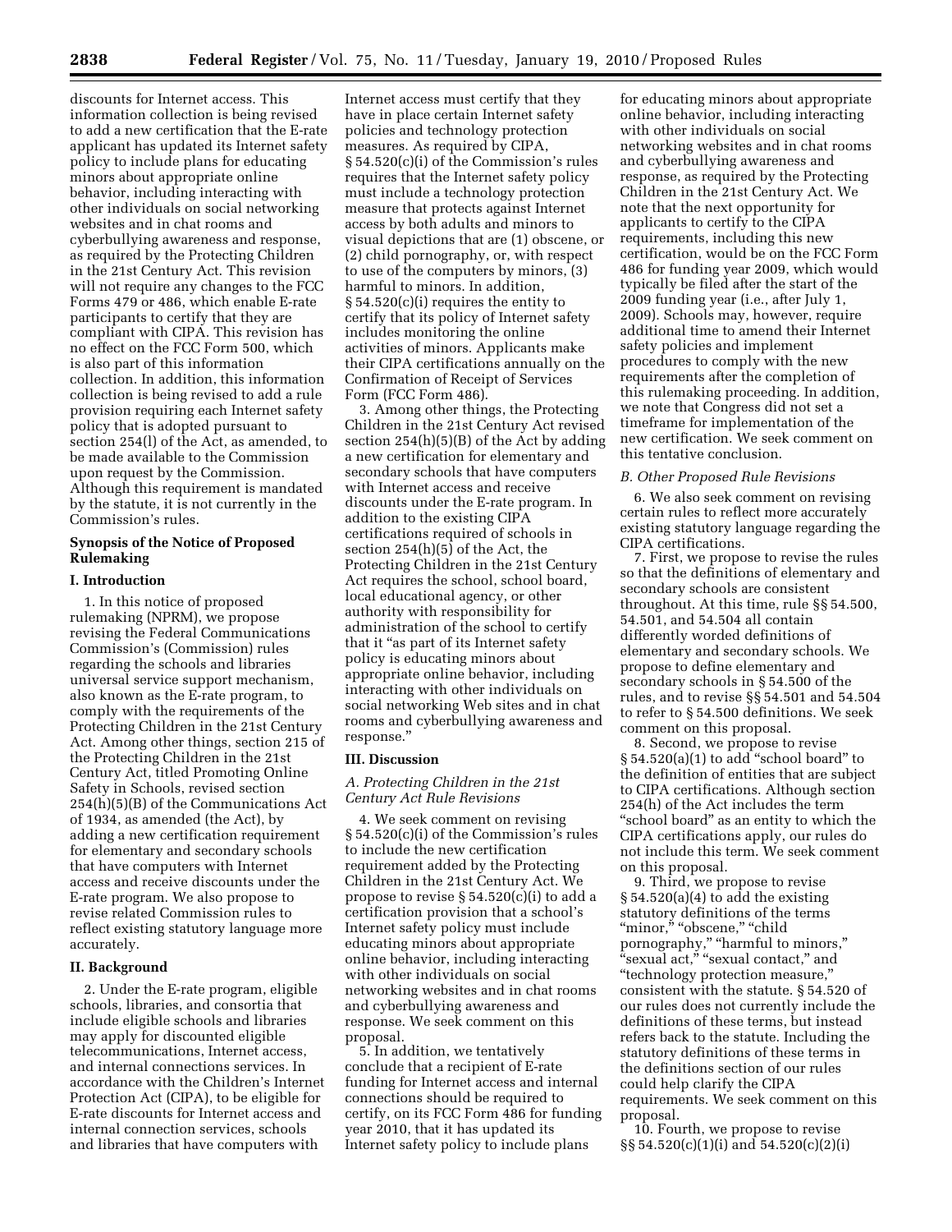discounts for Internet access. This information collection is being revised to add a new certification that the E-rate applicant has updated its Internet safety policy to include plans for educating minors about appropriate online behavior, including interacting with other individuals on social networking websites and in chat rooms and cyberbullying awareness and response, as required by the Protecting Children in the 21st Century Act. This revision will not require any changes to the FCC Forms 479 or 486, which enable E-rate participants to certify that they are compliant with CIPA. This revision has no effect on the FCC Form 500, which is also part of this information collection. In addition, this information collection is being revised to add a rule provision requiring each Internet safety policy that is adopted pursuant to section 254(l) of the Act, as amended, to be made available to the Commission upon request by the Commission. Although this requirement is mandated by the statute, it is not currently in the Commission's rules.

## Synopsis of the Notice of Proposed Rulemaking

### I. Introduction

1. In this notice of proposed rulemaking (NPRM), we propose revising the Federal Communications Commission's (Commission) rules regarding the schools and libraries universal service support mechanism, also known as the E-rate program, to comply with the requirements of the Protecting Children in the 21st Century Act. Among other things, section 215 of the Protecting Children in the 21st Century Act, titled Promoting Online Safety in Schools, revised section 254(h)(5)(B) of the Communications Act of 1934, as amended (the Act), by adding a new certification requirement for elementary and secondary schools that have computers with Internet access and receive discounts under the E-rate program. We also propose to revise related Commission rules to reflect existing statutory language more accurately.

### II. Background

2. Under the E-rate program, eligible schools, libraries, and consortia that include eligible schools and libraries may apply for discounted eligible telecommunications, Internet access, and internal connections services. In accordance with the Children's Internet Protection Act (CIPA), to be eligible for E-rate discounts for Internet access and internal connection services, schools and libraries that have computers with Internet access must certify that they have in place certain Internet safety policies and technology protection measures. As required by CIPA, § 54.520(c)(i) of the Commission's rules requires that the Internet safety policy must include a technology protection measure that protects against Internet access by both adults and minors to visual depictions that are (1) obscene, or (2) child pornography, or, with respect to use of the computers by minors, (3) harmful to minors. In addition, § 54.520(c)(i) requires the entity to certify that its policy of Internet safety includes monitoring the online activities of minors. Applicants make their CIPA certifications annually on the Confirmation of Receipt of Services Form (FCC Form 486).

3. Among other things, the Protecting Children in the 21st Century Act revised section 254(h)(5)(B) of the Act by adding a new certification for elementary and secondary schools that have computers with Internet access and receive discounts under the E-rate program. In addition to the existing CIPA certifications required of schools in section 254(h)(5) of the Act, the Protecting Children in the 21st Century Act requires the school, school board, local educational agency, or other authority with responsibility for administration of the school to certify that it "as part of its Internet safety policy is educating minors about appropriate online behavior, including interacting with other individuals on social networking Web sites and in chat rooms and cyberbullying awareness and response."

### III. Discussion

#### *A. Protecting Children in the 21st Century Act Rule Revisions*

4. We seek comment on revising § 54.520(c)(i) of the Commission's rules to include the new certification requirement added by the Protecting Children in the 21st Century Act. We propose to revise § 54.520(c)(i) to add a certification provision that a school's Internet safety policy must include educating minors about appropriate online behavior, including interacting with other individuals on social networking websites and in chat rooms and cyberbullying awareness and response. We seek comment on this proposal.

5. In addition, we tentatively conclude that a recipient of E-rate funding for Internet access and internal connections should be required to certify, on its FCC Form 486 for funding year 2010, that it has updated its Internet safety policy to include plans for educating minors about appropriate online behavior, including interacting with other individuals on social networking websites and in chat rooms and cyberbullying awareness and response, as required by the Protecting Children in the 21st Century Act. We note that the next opportunity for applicants to certify to the CIPA requirements, including this new certification, would be on the FCC Form 486 for funding year 2009, which would typically be filed after the start of the 2009 funding year (i.e., after July 1, 2009). Schools may, however, require additional time to amend their Internet safety policies and implement procedures to comply with the new requirements after the completion of this rulemaking proceeding. In addition, we note that Congress did not set a timeframe for implementation of the new certification. We seek comment on this tentative conclusion.

#### *B. Other Proposed Rule Revisions*

6. We also seek comment on revising certain rules to reflect more accurately existing statutory language regarding the CIPA certifications.

7. First, we propose to revise the rules so that the definitions of elementary and secondary schools are consistent throughout. At this time, rule §§ 54.500, 54.501, and 54.504 all contain differently worded definitions of elementary and secondary schools. We propose to define elementary and secondary schools in § 54.500 of the rules, and to revise §§ 54.501 and 54.504 to refer to § 54.500 definitions. We seek comment on this proposal.

8. Second, we propose to revise § 54.520(a)(1) to add "school board" to the definition of entities that are subject to CIPA certifications. Although section 254(h) of the Act includes the term "school board" as an entity to which the CIPA certifications apply, our rules do not include this term. We seek comment on this proposal.

9. Third, we propose to revise § 54.520(a)(4) to add the existing statutory definitions of the terms "minor," "obscene," "child pornography," "harmful to minors," "sexual act," "sexual contact," and "technology protection measure," consistent with the statute. § 54.520 of our rules does not currently include the definitions of these terms, but instead refers back to the statute. Including the statutory definitions of these terms in the definitions section of our rules could help clarify the CIPA requirements. We seek comment on this proposal.

10. Fourth, we propose to revise §§ 54.520(c)(1)(i) and 54.520(c)(2)(i)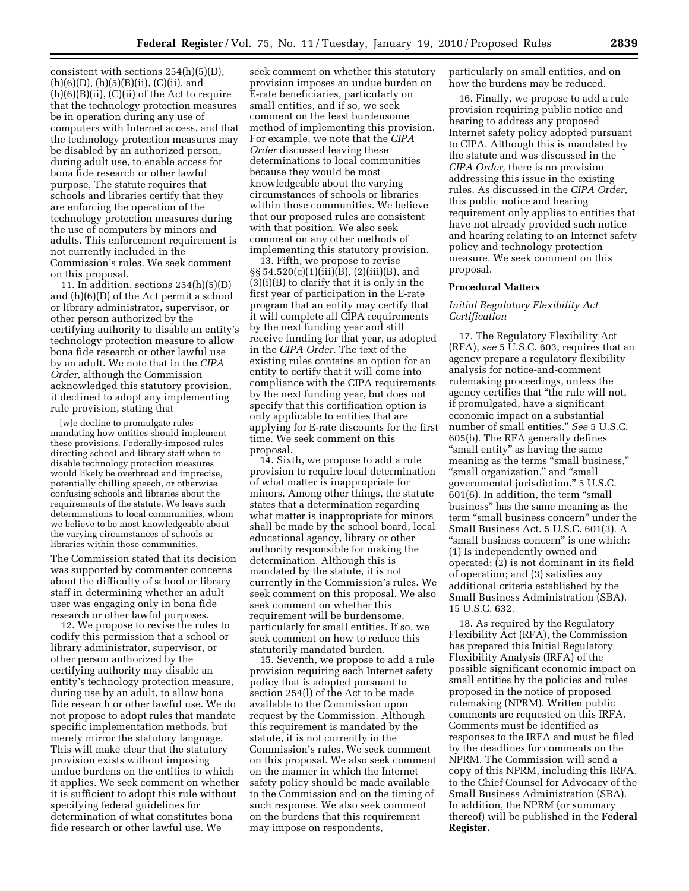consistent with sections 254(h)(5)(D), (h)(6)(D), (h)(5)(B)(ii), (C)(ii), and (h)(6)(B)(ii), (C)(ii) of the Act to require that the technology protection measures be in operation during any use of computers with Internet access, and that the technology protection measures may be disabled by an authorized person, during adult use, to enable access for bona fide research or other lawful purpose. The statute requires that schools and libraries certify that they are enforcing the operation of the technology protection measures during the use of computers by minors and adults. This enforcement requirement is not currently included in the Commission's rules. We seek comment on this proposal.

11. In addition, sections 254(h)(5)(D) and (h)(6)(D) of the Act permit a school or library administrator, supervisor, or other person authorized by the certifying authority to disable an entity's technology protection measure to allow bona fide research or other lawful use by an adult. We note that in the *CIPA Order,* although the Commission acknowledged this statutory provision, it declined to adopt any implementing rule provision, stating that

> [w]e decline to promulgate rules mandating how entities should implement these provisions. Federally-imposed rules directing school and library staff when to disable technology protection measures would likely be overbroad and imprecise, potentially chilling speech, or otherwise confusing schools and libraries about the requirements of the statute. We leave such determinations to local communities, whom we believe to be most knowledgeable about the varying circumstances of schools or libraries within those communities.

The Commission stated that its decision was supported by commenter concerns about the difficulty of school or library staff in determining whether an adult user was engaging only in bona fide research or other lawful purposes.

12. We propose to revise the rules to codify this permission that a school or library administrator, supervisor, or other person authorized by the certifying authority may disable an entity's technology protection measure, during use by an adult, to allow bona fide research or other lawful use. We do not propose to adopt rules that mandate specific implementation methods, but merely mirror the statutory language. This will make clear that the statutory provision exists without imposing undue burdens on the entities to which it applies. We seek comment on whether it is sufficient to adopt this rule without specifying federal guidelines for determination of what constitutes bona fide research or other lawful use. We seek comment on whether this statutory provision imposes an undue burden on E-rate beneficiaries, particularly on small entities, and if so, we seek comment on the least burdensome method of implementing this provision. For example, we note that the *CIPA Order* discussed leaving these determinations to local communities because they would be most knowledgeable about the varying circumstances of schools or libraries within those communities. We believe that our proposed rules are consistent with that position. We also seek comment on any other methods of implementing this statutory provision.

13. Fifth, we propose to revise §§ 54.520(c)(1)(iii)(B), (2)(iii)(B), and (3)(i)(B) to clarify that it is only in the first year of participation in the E-rate program that an entity may certify that it will complete all CIPA requirements by the next funding year and still receive funding for that year, as adopted in the *CIPA Order.* The text of the existing rules contains an option for an entity to certify that it will come into compliance with the CIPA requirements by the next funding year, but does not specify that this certification option is only applicable to entities that are applying for E-rate discounts for the first time. We seek comment on this proposal.

14. Sixth, we propose to add a rule provision to require local determination of what matter is inappropriate for minors. Among other things, the statute states that a determination regarding what matter is inappropriate for minors shall be made by the school board, local educational agency, library or other authority responsible for making the determination. Although this is mandated by the statute, it is not currently in the Commission's rules. We seek comment on this proposal. We also seek comment on whether this requirement will be burdensome, particularly for small entities. If so, we seek comment on how to reduce this statutorily mandated burden.

15. Seventh, we propose to add a rule provision requiring each Internet safety policy that is adopted pursuant to section 254(l) of the Act to be made available to the Commission upon request by the Commission. Although this requirement is mandated by the statute, it is not currently in the Commission's rules. We seek comment on this proposal. We also seek comment on the manner in which the Internet safety policy should be made available to the Commission and on the timing of such response. We also seek comment on the burdens that this requirement may impose on respondents, particularly on small entities, and on how the burdens may be reduced.

16. Finally, we propose to add a rule provision requiring public notice and hearing to address any proposed Internet safety policy adopted pursuant to CIPA. Although this is mandated by the statute and was discussed in the *CIPA Order,* there is no provision addressing this issue in the existing rules. As discussed in the *CIPA Order,* this public notice and hearing requirement only applies to entities that have not already provided such notice and hearing relating to an Internet safety policy and technology protection measure. We seek comment on this proposal.

## Procedural Matters

### *Initial Regulatory Flexibility Act Certification*

17. The Regulatory Flexibility Act (RFA), *see* 5 U.S.C. 603, requires that an agency prepare a regulatory flexibility analysis for notice-and-comment rulemaking proceedings, unless the agency certifies that "the rule will not, if promulgated, have a significant economic impact on a substantial number of small entities." *See* 5 U.S.C. 605(b). The RFA generally defines "small entity" as having the same meaning as the terms "small business," "small organization," and "small governmental jurisdiction." 5 U.S.C. 601(6). In addition, the term "small business" has the same meaning as the term "small business concern" under the Small Business Act. 5 U.S.C. 601(3). A "small business concern" is one which: (1) Is independently owned and operated; (2) is not dominant in its field of operation; and (3) satisfies any additional criteria established by the Small Business Administration (SBA). 15 U.S.C. 632.

18. As required by the Regulatory Flexibility Act (RFA), the Commission has prepared this Initial Regulatory Flexibility Analysis (IRFA) of the possible significant economic impact on small entities by the policies and rules proposed in the notice of proposed rulemaking (NPRM). Written public comments are requested on this IRFA. Comments must be identified as responses to the IRFA and must be filed by the deadlines for comments on the NPRM. The Commission will send a copy of this NPRM, including this IRFA, to the Chief Counsel for Advocacy of the Small Business Administration (SBA). In addition, the NPRM (or summary thereof) will be published in the **Federal Register.**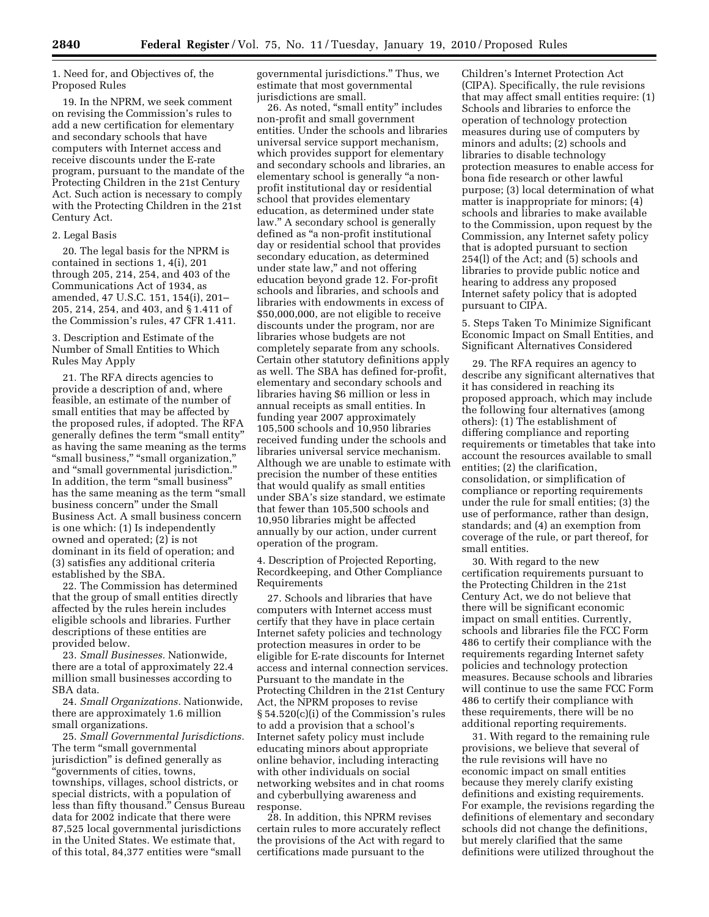1. Need for, and Objectives of, the Proposed Rules

19. In the NPRM, we seek comment on revising the Commission's rules to add a new certification for elementary and secondary schools that have computers with Internet access and receive discounts under the E-rate program, pursuant to the mandate of the Protecting Children in the 21st Century Act. Such action is necessary to comply with the Protecting Children in the 21st Century Act.

2. Legal Basis

20. The legal basis for the NPRM is contained in sections 1, 4(i), 201 through 205, 214, 254, and 403 of the Communications Act of 1934, as amended, 47 U.S.C. 151, 154(i), 201–205, 214, 254, and 403, and § 1.411 of the Commission's rules, 47 CFR 1.411.

3. Description and Estimate of the Number of Small Entities to Which Rules May Apply

21. The RFA directs agencies to provide a description of and, where feasible, an estimate of the number of small entities that may be affected by the proposed rules, if adopted. The RFA generally defines the term "small entity" as having the same meaning as the terms "small business," "small organization," and "small governmental jurisdiction." In addition, the term "small business" has the same meaning as the term "small business concern" under the Small Business Act. A small business concern is one which: (1) Is independently owned and operated; (2) is not dominant in its field of operation; and (3) satisfies any additional criteria established by the SBA.

22. The Commission has determined that the group of small entities directly affected by the rules herein includes eligible schools and libraries. Further descriptions of these entities are provided below.

23. *Small Businesses.* Nationwide, there are a total of approximately 22.4 million small businesses according to SBA data.

24. *Small Organizations.* Nationwide, there are approximately 1.6 million small organizations.

25. *Small Governmental Jurisdictions.* The term "small governmental jurisdiction" is defined generally as "governments of cities, towns, townships, villages, school districts, or special districts, with a population of less than fifty thousand." Census Bureau data for 2002 indicate that there were 87,525 local governmental jurisdictions in the United States. We estimate that, of this total, 84,377 entities were "small governmental jurisdictions." Thus, we estimate that most governmental jurisdictions are small.

26. As noted, "small entity" includes non-profit and small government entities. Under the schools and libraries universal service support mechanism, which provides support for elementary and secondary schools and libraries, an elementary school is generally "a non-profit institutional day or residential school that provides elementary education, as determined under state law." A secondary school is generally defined as "a non-profit institutional day or residential school that provides secondary education, as determined under state law," and not offering education beyond grade 12. For-profit schools and libraries, and schools and libraries with endowments in excess of $50,000,000, are not eligible to receive discounts under the program, nor are libraries whose budgets are not completely separate from any schools. Certain other statutory definitions apply as well. The SBA has defined for-profit, elementary and secondary schools and libraries having $6 million or less in annual receipts as small entities. In funding year 2007 approximately 105,500 schools and 10,950 libraries received funding under the schools and libraries universal service mechanism. Although we are unable to estimate with precision the number of these entities that would qualify as small entities under SBA's size standard, we estimate that fewer than 105,500 schools and 10,950 libraries might be affected annually by our action, under current operation of the program.

4. Description of Projected Reporting, Recordkeeping, and Other Compliance Requirements

27. Schools and libraries that have computers with Internet access must certify that they have in place certain Internet safety policies and technology protection measures in order to be eligible for E-rate discounts for Internet access and internal connection services. Pursuant to the mandate in the Protecting Children in the 21st Century Act, the NPRM proposes to revise § 54.520(c)(i) of the Commission's rules to add a provision that a school's Internet safety policy must include educating minors about appropriate online behavior, including interacting with other individuals on social networking websites and in chat rooms and cyberbullying awareness and response.

28. In addition, this NPRM revises certain rules to more accurately reflect the provisions of the Act with regard to certifications made pursuant to the Children's Internet Protection Act (CIPA). Specifically, the rule revisions that may affect small entities require: (1) Schools and libraries to enforce the operation of technology protection measures during use of computers by minors and adults; (2) schools and libraries to disable technology protection measures to enable access for bona fide research or other lawful purpose; (3) local determination of what matter is inappropriate for minors; (4) schools and libraries to make available to the Commission, upon request by the Commission, any Internet safety policy that is adopted pursuant to section 254(l) of the Act; and (5) schools and libraries to provide public notice and hearing to address any proposed Internet safety policy that is adopted pursuant to CIPA.

5. Steps Taken To Minimize Significant Economic Impact on Small Entities, and Significant Alternatives Considered

29. The RFA requires an agency to describe any significant alternatives that it has considered in reaching its proposed approach, which may include the following four alternatives (among others): (1) The establishment of differing compliance and reporting requirements or timetables that take into account the resources available to small entities; (2) the clarification, consolidation, or simplification of compliance or reporting requirements under the rule for small entities; (3) the use of performance, rather than design, standards; and (4) an exemption from coverage of the rule, or part thereof, for small entities.

30. With regard to the new certification requirements pursuant to the Protecting Children in the 21st Century Act, we do not believe that there will be significant economic impact on small entities. Currently, schools and libraries file the FCC Form 486 to certify their compliance with the requirements regarding Internet safety policies and technology protection measures. Because schools and libraries will continue to use the same FCC Form 486 to certify their compliance with these requirements, there will be no additional reporting requirements.

31. With regard to the remaining rule provisions, we believe that several of the rule revisions will have no economic impact on small entities because they merely clarify existing definitions and existing requirements. For example, the revisions regarding the definitions of elementary and secondary schools did not change the definitions, but merely clarified that the same definitions were utilized throughout the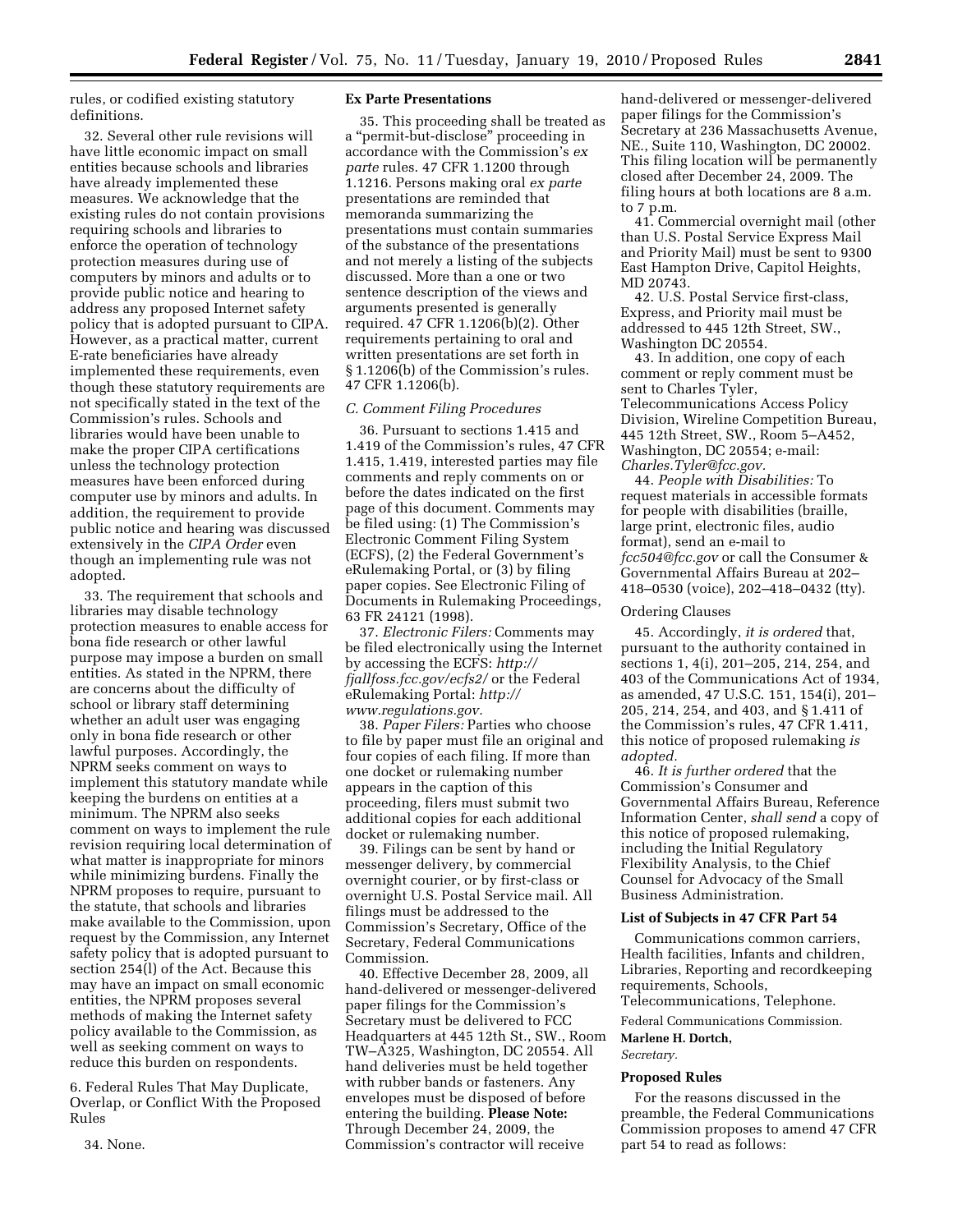rules, or codified existing statutory definitions.

32. Several other rule revisions will have little economic impact on small entities because schools and libraries have already implemented these measures. We acknowledge that the existing rules do not contain provisions requiring schools and libraries to enforce the operation of technology protection measures during use of computers by minors and adults or to provide public notice and hearing to address any proposed Internet safety policy that is adopted pursuant to CIPA. However, as a practical matter, current E-rate beneficiaries have already implemented these requirements, even though these statutory requirements are not specifically stated in the text of the Commission's rules. Schools and libraries would have been unable to make the proper CIPA certifications unless the technology protection measures have been enforced during computer use by minors and adults. In addition, the requirement to provide public notice and hearing was discussed extensively in the *CIPA Order* even though an implementing rule was not adopted.

33. The requirement that schools and libraries may disable technology protection measures to enable access for bona fide research or other lawful purpose may impose a burden on small entities. As stated in the NPRM, there are concerns about the difficulty of school or library staff determining whether an adult user was engaging only in bona fide research or other lawful purposes. Accordingly, the NPRM seeks comment on ways to implement this statutory mandate while keeping the burdens on entities at a minimum. The NPRM also seeks comment on ways to implement the rule revision requiring local determination of what matter is inappropriate for minors while minimizing burdens. Finally the NPRM proposes to require, pursuant to the statute, that schools and libraries make available to the Commission, upon request by the Commission, any Internet safety policy that is adopted pursuant to section 254(l) of the Act. Because this may have an impact on small economic entities, the NPRM proposes several methods of making the Internet safety policy available to the Commission, as well as seeking comment on ways to reduce this burden on respondents.

6. Federal Rules That May Duplicate, Overlap, or Conflict With the Proposed Rules

34. None.

**Ex Parte Presentations**

35. This proceeding shall be treated as a "permit-but-disclose" proceeding in accordance with the Commission's *ex parte* rules. 47 CFR 1.1200 through 1.1216. Persons making oral *ex parte* presentations are reminded that memoranda summarizing the presentations must contain summaries of the substance of the presentations and not merely a listing of the subjects discussed. More than a one or two sentence description of the views and arguments presented is generally required. 47 CFR 1.1206(b)(2). Other requirements pertaining to oral and written presentations are set forth in § 1.1206(b) of the Commission's rules. 47 CFR 1.1206(b).

*C. Comment Filing Procedures*

36. Pursuant to sections 1.415 and 1.419 of the Commission's rules, 47 CFR 1.415, 1.419, interested parties may file comments and reply comments on or before the dates indicated on the first page of this document. Comments may be filed using: (1) The Commission's Electronic Comment Filing System (ECFS), (2) the Federal Government's eRulemaking Portal, or (3) by filing paper copies. See Electronic Filing of Documents in Rulemaking Proceedings, 63 FR 24121 (1998).

37. *Electronic Filers:* Comments may be filed electronically using the Internet by accessing the ECFS: *http://fjallfoss.fcc.gov/ecfs2/* or the Federal eRulemaking Portal: *http://www.regulations.gov.*

38. *Paper Filers:* Parties who choose to file by paper must file an original and four copies of each filing. If more than one docket or rulemaking number appears in the caption of this proceeding, filers must submit two additional copies for each additional docket or rulemaking number.

39. Filings can be sent by hand or messenger delivery, by commercial overnight courier, or by first-class or overnight U.S. Postal Service mail. All filings must be addressed to the Commission's Secretary, Office of the Secretary, Federal Communications Commission.

40. Effective December 28, 2009, all hand-delivered or messenger-delivered paper filings for the Commission's Secretary must be delivered to FCC Headquarters at 445 12th St., SW., Room TW–A325, Washington, DC 20554. All hand deliveries must be held together with rubber bands or fasteners. Any envelopes must be disposed of before entering the building. **Please Note:** Through December 24, 2009, the Commission's contractor will receive hand-delivered or messenger-delivered paper filings for the Commission's Secretary at 236 Massachusetts Avenue, NE., Suite 110, Washington, DC 20002. This filing location will be permanently closed after December 24, 2009. The filing hours at both locations are 8 a.m. to 7 p.m.

41. Commercial overnight mail (other than U.S. Postal Service Express Mail and Priority Mail) must be sent to 9300 East Hampton Drive, Capitol Heights, MD 20743.

42. U.S. Postal Service first-class, Express, and Priority mail must be addressed to 445 12th Street, SW., Washington DC 20554.

43. In addition, one copy of each comment or reply comment must be sent to Charles Tyler, Telecommunications Access Policy Division, Wireline Competition Bureau, 445 12th Street, SW., Room 5–A452, Washington, DC 20554; e-mail: *Charles.Tyler@fcc.gov.*

44. *People with Disabilities:* To request materials in accessible formats for people with disabilities (braille, large print, electronic files, audio format), send an e-mail to *fcc504@fcc.gov* or call the Consumer & Governmental Affairs Bureau at 202–418–0530 (voice), 202–418–0432 (tty).

Ordering Clauses

45. Accordingly, *it is ordered* that, pursuant to the authority contained in sections 1, 4(i), 201–205, 214, 254, and 403 of the Communications Act of 1934, as amended, 47 U.S.C. 151, 154(i), 201–205, 214, 254, and 403, and § 1.411 of the Commission's rules, 47 CFR 1.411, this notice of proposed rulemaking *is adopted.*

46. *It is further ordered* that the Commission's Consumer and Governmental Affairs Bureau, Reference Information Center, *shall send* a copy of this notice of proposed rulemaking, including the Initial Regulatory Flexibility Analysis, to the Chief Counsel for Advocacy of the Small Business Administration.

**List of Subjects in 47 CFR Part 54**

Communications common carriers, Health facilities, Infants and children, Libraries, Reporting and recordkeeping requirements, Schools, Telecommunications, Telephone.

Federal Communications Commission.

**Marlene H. Dortch,**

*Secretary.*

**Proposed Rules**

For the reasons discussed in the preamble, the Federal Communications Commission proposes to amend 47 CFR part 54 to read as follows: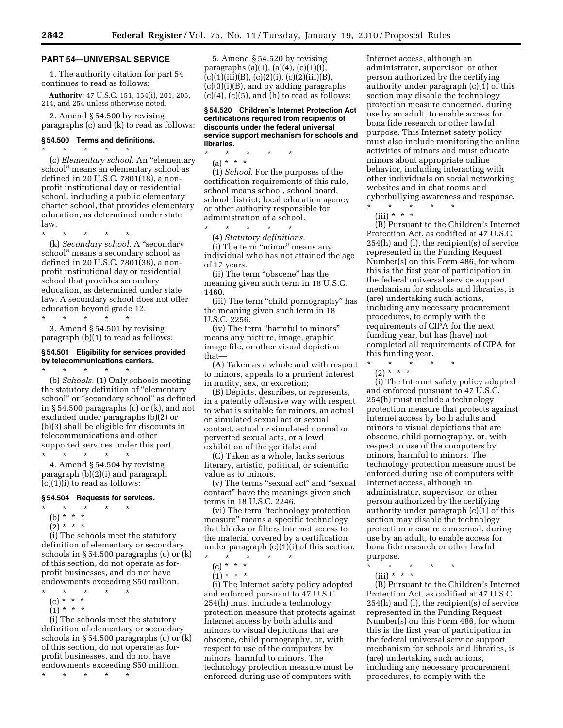## PART 54—UNIVERSAL SERVICE

1. The authority citation for part 54 continues to read as follows:

**Authority:** 47 U.S.C. 151, 154(i), 201, 205, 214, and 254 unless otherwise noted.

2. Amend § 54.500 by revising paragraphs (c) and (k) to read as follows:

### § 54.500 Terms and definitions.

\* \* \* \* \*

(c) *Elementary school.* An "elementary school" means an elementary school as defined in 20 U.S.C. 7801(18), a non-profit institutional day or residential school, including a public elementary charter school, that provides elementary education, as determined under state law.

\* \* \* \* \*

(k) *Secondary school.* A "secondary school" means a secondary school as defined in 20 U.S.C. 7801(38), a non-profit institutional day or residential school that provides secondary education, as determined under state law. A secondary school does not offer education beyond grade 12.

\* \* \* \* \*

3. Amend § 54.501 by revising paragraph (b)(1) to read as follows:

### § 54.501 Eligibility for services provided by telecommunications carriers.

\* \* \* \* \*

(b) *Schools.* (1) Only schools meeting the statutory definition of "elementary school" or "secondary school" as defined in § 54.500 paragraphs (c) or (k), and not excluded under paragraphs (b)(2) or (b)(3) shall be eligible for discounts in telecommunications and other supported services under this part.

\* \* \* \* \*

4. Amend § 54.504 by revising paragraph (b)(2)(i) and paragraph (c)(1)(i) to read as follows:

### § 54.504 Requests for services.

\* \* \* \* \*

(b) \* \* \*

(2) \* \* \*

(i) The schools meet the statutory definition of elementary or secondary schools in § 54.500 paragraphs (c) or (k) of this section, do not operate as for-profit businesses, and do not have endowments exceeding $50 million.

\* \* \* \* \*

(c) \* \* \*

(1) \* \* \*

(i) The schools meet the statutory definition of elementary or secondary schools in § 54.500 paragraphs (c) or (k) of this section, do not operate as for-profit businesses, and do not have endowments exceeding $50 million.

\* \* \* \* \*

5. Amend § 54.520 by revising paragraphs (a)(1), (a)(4), (c)(1)(i), (c)(1)(iii)(B), (c)(2)(i), (c)(2)(iii)(B), (c)(3)(i)(B), and by adding paragraphs (c)(4), (c)(5), and (h) to read as follows:

### § 54.520 Children's Internet Protection Act certifications required from recipients of discounts under the federal universal service support mechanism for schools and libraries.

\* \* \* \* \*

(a) \* \* \*

(1) *School.* For the purposes of the certification requirements of this rule, school means school, school board, school district, local education agency or other authority responsible for administration of a school.

\* \* \* \* \*

(4) *Statutory definitions.*

(i) The term "minor" means any individual who has not attained the age of 17 years.

(ii) The term "obscene" has the meaning given such term in 18 U.S.C. 1460.

(iii) The term "child pornography" has the meaning given such term in 18 U.S.C. 2256.

(iv) The term "harmful to minors" means any picture, image, graphic image file, or other visual depiction that—

(A) Taken as a whole and with respect to minors, appeals to a prurient interest in nudity, sex, or excretion;

(B) Depicts, describes, or represents, in a patently offensive way with respect to what is suitable for minors, an actual or simulated sexual act or sexual contact, actual or simulated normal or perverted sexual acts, or a lewd exhibition of the genitals; and

(C) Taken as a whole, lacks serious literary, artistic, political, or scientific value as to minors.

(v) The terms "sexual act" and "sexual contact" have the meanings given such terms in 18 U.S.C. 2246.

(vi) The term "technology protection measure" means a specific technology that blocks or filters Internet access to the material covered by a certification under paragraph (c)(1)(i) of this section.

\* \* \* \* \*

(c) \* \* \*

(1) \* \* \*

(i) The Internet safety policy adopted and enforced pursuant to 47 U.S.C. 254(h) must include a technology protection measure that protects against Internet access by both adults and minors to visual depictions that are obscene, child pornography, or, with respect to use of the computers by minors, harmful to minors. The technology protection measure must be enforced during use of computers with Internet access, although an administrator, supervisor, or other person authorized by the certifying authority under paragraph (c)(1) of this section may disable the technology protection measure concerned, during use by an adult, to enable access for bona fide research or other lawful purpose. This Internet safety policy must also include monitoring the online activities of minors and must educate minors about appropriate online behavior, including interacting with other individuals on social networking websites and in chat rooms and cyberbullying awareness and response.

\* \* \* \* \*

(iii) \* \* \*

(B) Pursuant to the Children's Internet Protection Act, as codified at 47 U.S.C. 254(h) and (l), the recipient(s) of service represented in the Funding Request Number(s) on this Form 486, for whom this is the first year of participation in the federal universal service support mechanism for schools and libraries, is (are) undertaking such actions, including any necessary procurement procedures, to comply with the requirements of CIPA for the next funding year, but has (have) not completed all requirements of CIPA for this funding year.

\* \* \* \* \*

(2) \* \* \*

(i) The Internet safety policy adopted and enforced pursuant to 47 U.S.C. 254(h) must include a technology protection measure that protects against Internet access by both adults and minors to visual depictions that are obscene, child pornography, or, with respect to use of the computers by minors, harmful to minors. The technology protection measure must be enforced during use of computers with Internet access, although an administrator, supervisor, or other person authorized by the certifying authority under paragraph (c)(1) of this section may disable the technology protection measure concerned, during use by an adult, to enable access for bona fide research or other lawful purpose.

\* \* \* \* \*

(iii) \* \* \*

(B) Pursuant to the Children's Internet Protection Act, as codified at 47 U.S.C. 254(h) and (l), the recipient(s) of service represented in the Funding Request Number(s) on this Form 486, for whom this is the first year of participation in the federal universal service support mechanism for schools and libraries, is (are) undertaking such actions, including any necessary procurement procedures, to comply with the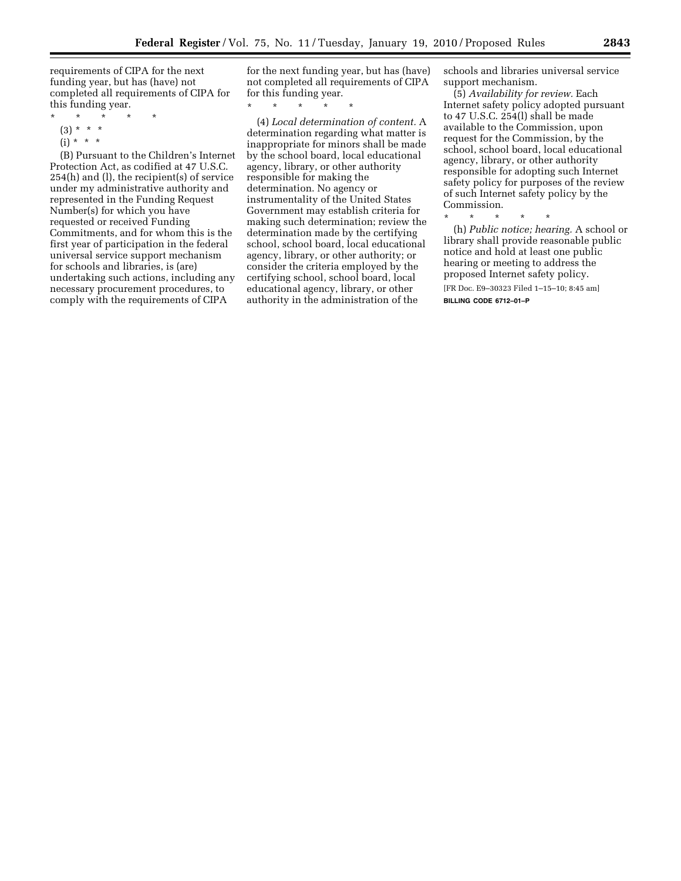requirements of CIPA for the next funding year, but has (have) not completed all requirements of CIPA for this funding year.

\* \* \* \* \*

(3) \* \* \*

(i) \* \* \*

(B) Pursuant to the Children's Internet Protection Act, as codified at 47 U.S.C. 254(h) and (l), the recipient(s) of service under my administrative authority and represented in the Funding Request Number(s) for which you have requested or received Funding Commitments, and for whom this is the first year of participation in the federal universal service support mechanism for schools and libraries, is (are) undertaking such actions, including any necessary procurement procedures, to comply with the requirements of CIPA for the next funding year, but has (have) not completed all requirements of CIPA for this funding year.

\* \* \* \* \*

(4) *Local determination of content.* A determination regarding what matter is inappropriate for minors shall be made by the school board, local educational agency, library, or other authority responsible for making the determination. No agency or instrumentality of the United States Government may establish criteria for making such determination; review the determination made by the certifying school, school board, local educational agency, library, or other authority; or consider the criteria employed by the certifying school, school board, local educational agency, library, or other authority in the administration of the schools and libraries universal service support mechanism.

(5) *Availability for review.* Each Internet safety policy adopted pursuant to 47 U.S.C. 254(l) shall be made available to the Commission, upon request for the Commission, by the school, school board, local educational agency, library, or other authority responsible for adopting such Internet safety policy for purposes of the review of such Internet safety policy by the Commission.

\* \* \* \* \*

(h) *Public notice; hearing.* A school or library shall provide reasonable public notice and hold at least one public hearing or meeting to address the proposed Internet safety policy.

[FR Doc. E9–30323 Filed 1–15–10; 8:45 am]

**BILLING CODE 6712–01–P**